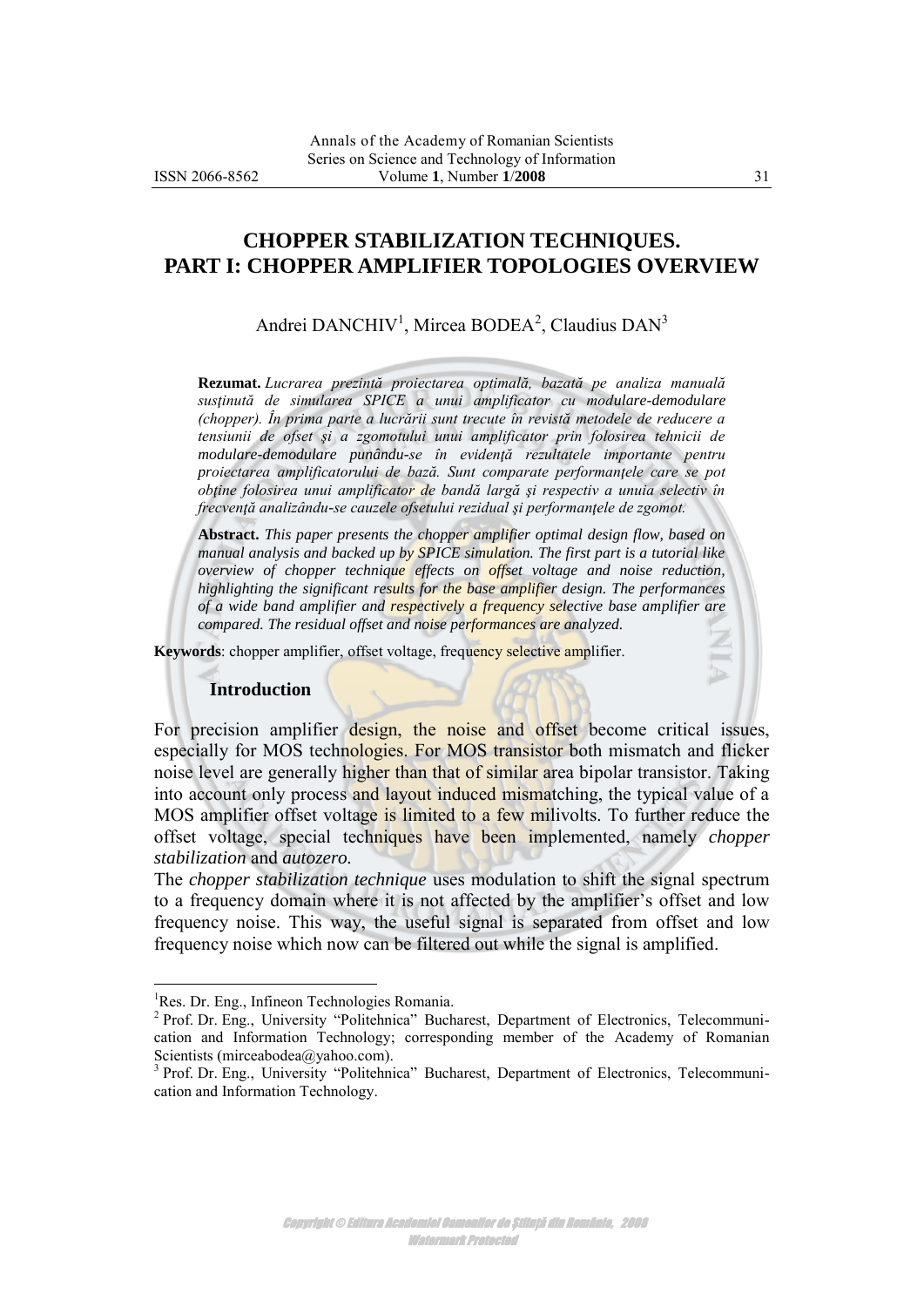# CHOPPER STABILIZATION TECHNIQUES. PART I: CHOPPER AMPLIFIER TOPOLOGIES OVERVIEW

Andrei DANCHIV[1], Mircea BODEA[2], Claudius DAN[3]

**Rezumat.** *Lucrarea prezintă proiectarea optimală, bazată pe analiza manuală susţinută de simularea SPICE a unui amplificator cu modulare-demodulare (chopper). În prima parte a lucrării sunt trecute în revistă metodele de reducere a tensiunii de ofset şi a zgomotului unui amplificator prin folosirea tehnicii de modulare-demodulare punându-se în evidenţă rezultatele importante pentru proiectarea amplificatorului de bază. Sunt comparate performanţele care se pot obţine folosirea unui amplificator de bandă largă şi respectiv a unuia selectiv în frecvenţă analizându-se cauzele ofsetului rezidual şi performanţele de zgomot.*

**Abstract.** *This paper presents the chopper amplifier optimal design flow, based on manual analysis and backed up by SPICE simulation. The first part is a tutorial like overview of chopper technique effects on offset voltage and noise reduction, highlighting the significant results for the base amplifier design. The performances of a wide band amplifier and respectively a frequency selective base amplifier are compared. The residual offset and noise performances are analyzed.*

**Keywords**: chopper amplifier, offset voltage, frequency selective amplifier.

## Introduction

For precision amplifier design, the noise and offset become critical issues, especially for MOS technologies. For MOS transistor both mismatch and flicker noise level are generally higher than that of similar area bipolar transistor. Taking into account only process and layout induced mismatching, the typical value of a MOS amplifier offset voltage is limited to a few milivolts. To further reduce the offset voltage, special techniques have been implemented, namely *chopper stabilization* and *autozero.*

The *chopper stabilization technique* uses modulation to shift the signal spectrum to a frequency domain where it is not affected by the amplifier's offset and low frequency noise. This way, the useful signal is separated from offset and low frequency noise which now can be filtered out while the signal is amplified.

---

[1] Res. Dr. Eng., Infineon Technologies Romania.

[2] Prof. Dr. Eng., University "Politehnica" Bucharest, Department of Electronics, Telecommunication and Information Technology; corresponding member of the Academy of Romanian Scientists (mirceabodea@yahoo.com).

[3] Prof. Dr. Eng., University "Politehnica" Bucharest, Department of Electronics, Telecommunication and Information Technology.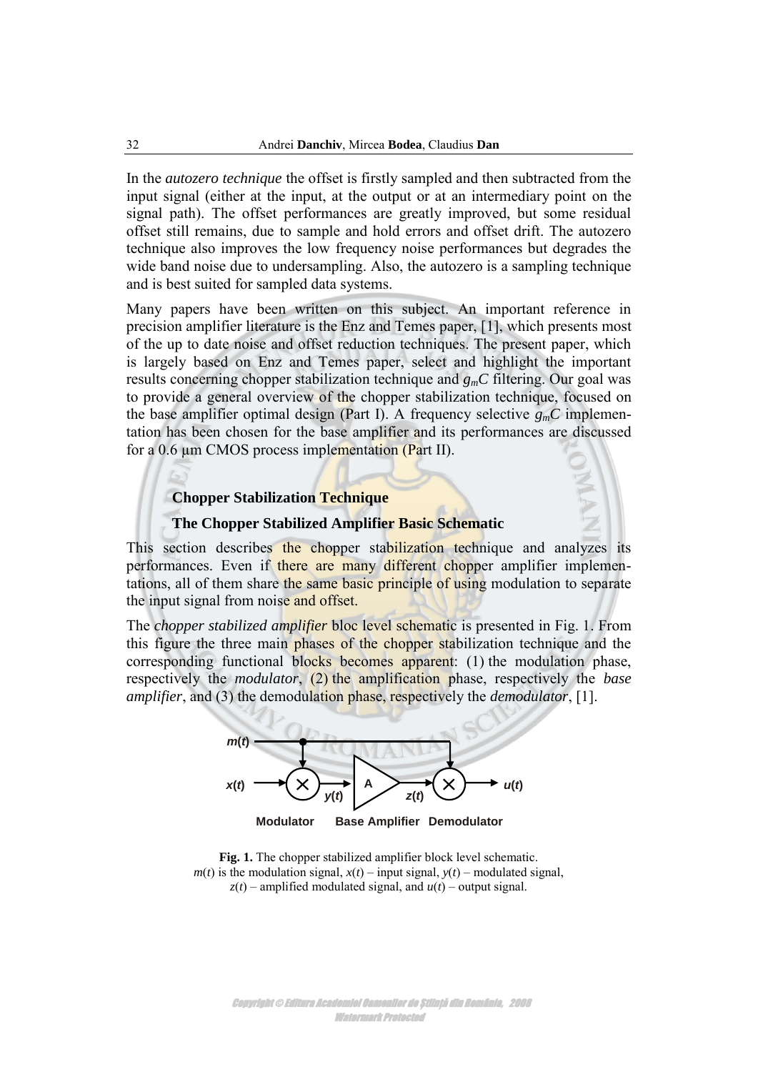In the *autozero technique* the offset is firstly sampled and then subtracted from the input signal (either at the input, at the output or at an intermediary point on the signal path). The offset performances are greatly improved, but some residual offset still remains, due to sample and hold errors and offset drift. The autozero technique also improves the low frequency noise performances but degrades the wide band noise due to undersampling. Also, the autozero is a sampling technique and is best suited for sampled data systems.

Many papers have been written on this subject. An important reference in precision amplifier literature is the Enz and Temes paper, [1], which presents most of the up to date noise and offset reduction techniques. The present paper, which is largely based on Enz and Temes paper, select and highlight the important results concerning chopper stabilization technique and $g_mC$ filtering. Our goal was to provide a general overview of the chopper stabilization technique, focused on the base amplifier optimal design (Part I). A frequency selective $g_mC$ implementation has been chosen for the base amplifier and its performances are discussed for a 0.6 μm CMOS process implementation (Part II).

## Chopper Stabilization Technique

### The Chopper Stabilized Amplifier Basic Schematic

This section describes the chopper stabilization technique and analyzes its performances. Even if there are many different chopper amplifier implementations, all of them share the same basic principle of using modulation to separate the input signal from noise and offset.

The *chopper stabilized amplifier* bloc level schematic is presented in Fig. 1. From this figure the three main phases of the chopper stabilization technique and the corresponding functional blocks becomes apparent: (1) the modulation phase, respectively the *modulator*, (2) the amplification phase, respectively the *base amplifier*, and (3) the demodulation phase, respectively the *demodulator*, [1].

**Fig. 1.** The chopper stabilized amplifier block level schematic. $m(t)$ is the modulation signal, $x(t)$ – input signal, $y(t)$ – modulated signal, $z(t)$ – amplified modulated signal, and $u(t)$ – output signal.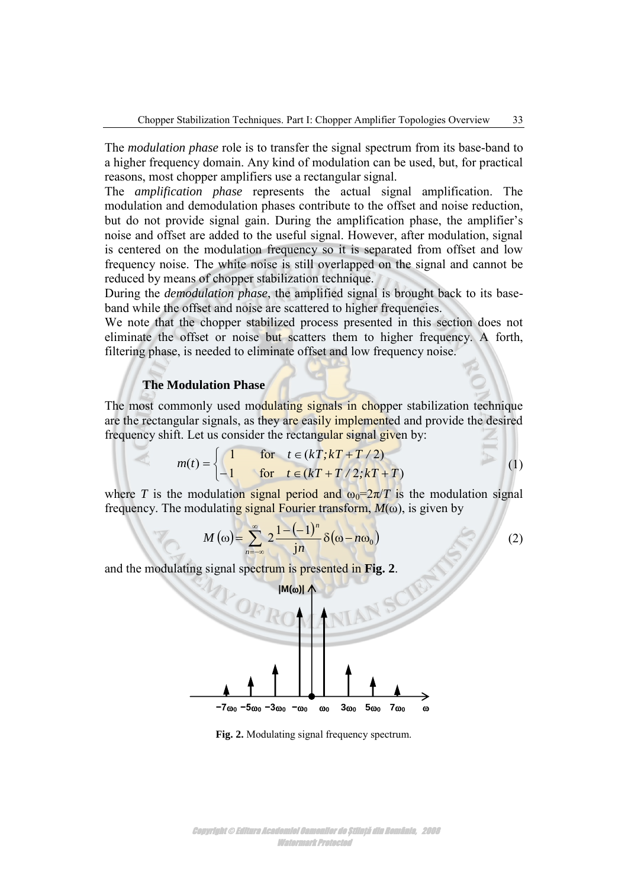The *modulation phase* role is to transfer the signal spectrum from its base-band to a higher frequency domain. Any kind of modulation can be used, but, for practical reasons, most chopper amplifiers use a rectangular signal.

The *amplification phase* represents the actual signal amplification. The modulation and demodulation phases contribute to the offset and noise reduction, but do not provide signal gain. During the amplification phase, the amplifier's noise and offset are added to the useful signal. However, after modulation, signal is centered on the modulation frequency so it is separated from offset and low frequency noise. The white noise is still overlapped on the signal and cannot be reduced by means of chopper stabilization technique.

During the *demodulation phase*, the amplified signal is brought back to its base-band while the offset and noise are scattered to higher frequencies.

We note that the chopper stabilized process presented in this section does not eliminate the offset or noise but scatters them to higher frequency. A forth, filtering phase, is needed to eliminate offset and low frequency noise.

### The Modulation Phase

The most commonly used modulating signals in chopper stabilization technique are the rectangular signals, as they are easily implemented and provide the desired frequency shift. Let us consider the rectangular signal given by:

$$m(t) = \begin{cases} 1 & \text{for} \quad t \in (kT; kT + T/2) \\ -1 & \text{for} \quad t \in (kT + T/2; kT + T) \end{cases} \tag{1}$$

where $T$ is the modulation signal period and $\omega_0 = 2\pi/T$ is the modulation signal frequency. The modulating signal Fourier transform, $M(\omega)$, is given by

$$M(\omega) = \sum_{n=-\infty}^{\infty} 2\frac{1-(-1)^n}{\mathrm{j}n}\delta(\omega - n\omega_0) \tag{2}$$

and the modulating signal spectrum is presented in **Fig. 2**.

**Fig. 2.** Modulating signal frequency spectrum.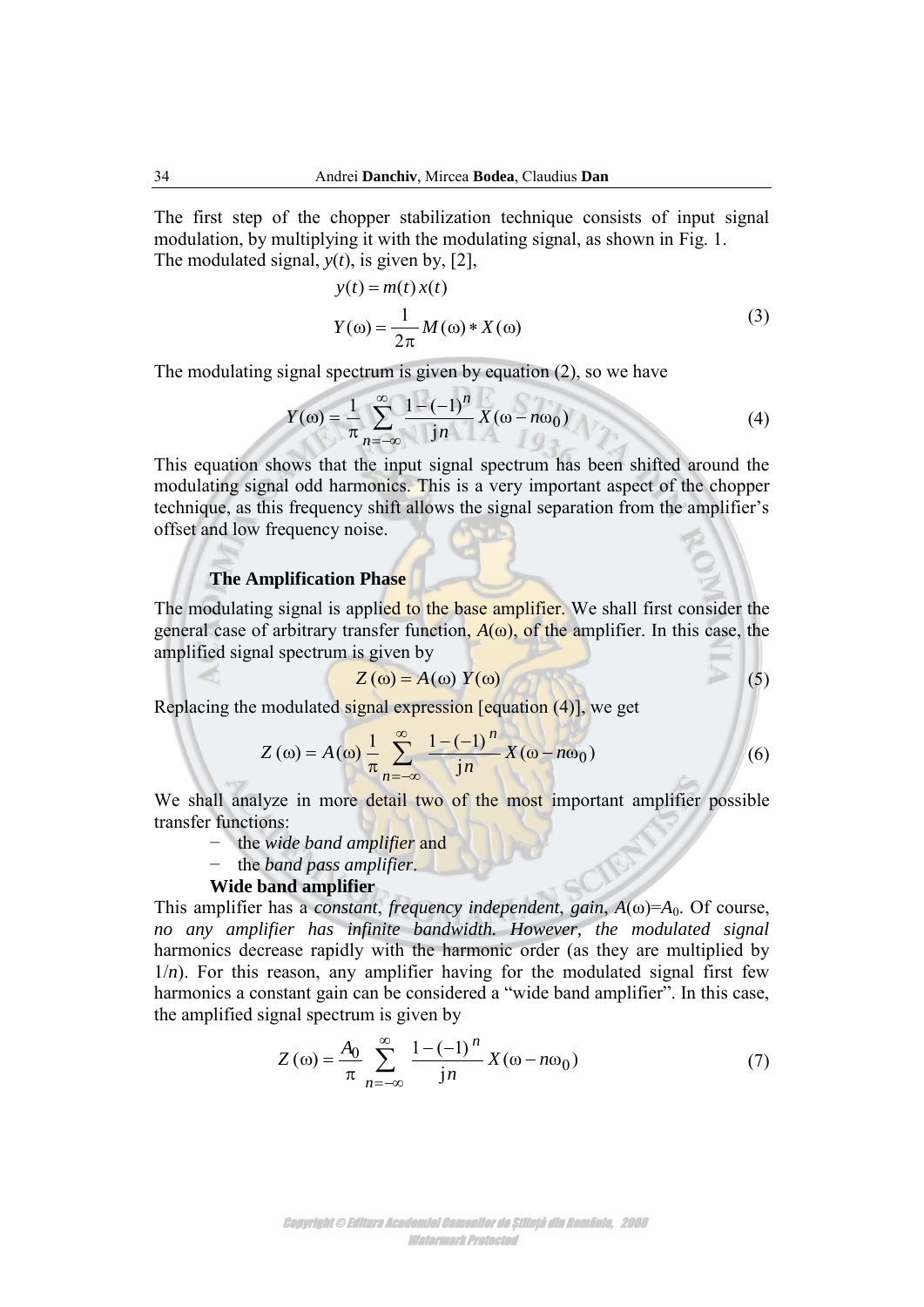The first step of the chopper stabilization technique consists of input signal modulation, by multiplying it with the modulating signal, as shown in Fig. 1.
The modulated signal, $y(t)$, is given by, [2],

$$y(t) = m(t)\,x(t)$$
$$Y(\omega) = \frac{1}{2\pi} M(\omega) * X(\omega) \tag{3}$$

The modulating signal spectrum is given by equation (2), so we have

$$Y(\omega) = \frac{1}{\pi} \sum_{n=-\infty}^{\infty} \frac{1-(-1)^n}{\mathrm{j}n} X(\omega - n\omega_0) \tag{4}$$

This equation shows that the input signal spectrum has been shifted around the modulating signal odd harmonics. This is a very important aspect of the chopper technique, as this frequency shift allows the signal separation from the amplifier's offset and low frequency noise.

### The Amplification Phase

The modulating signal is applied to the base amplifier. We shall first consider the general case of arbitrary transfer function, $A(\omega)$, of the amplifier. In this case, the amplified signal spectrum is given by

$$Z(\omega) = A(\omega)\, Y(\omega) \tag{5}$$

Replacing the modulated signal expression [equation (4)], we get

$$Z(\omega) = A(\omega) \frac{1}{\pi} \sum_{n=-\infty}^{\infty} \frac{1-(-1)^n}{\mathrm{j}n} X(\omega - n\omega_0) \tag{6}$$

We shall analyze in more detail two of the most important amplifier possible transfer functions:

- the *wide band amplifier* and
- the *band pass amplifier*.

**Wide band amplifier**

This amplifier has a *constant*, *frequency independent*, *gain*, $A(\omega)=A_0$. Of course, *no any amplifier has infinite bandwidth. However, the modulated signal* harmonics decrease rapidly with the harmonic order (as they are multiplied by $1/n$). For this reason, any amplifier having for the modulated signal first few harmonics a constant gain can be considered a "wide band amplifier". In this case, the amplified signal spectrum is given by

$$Z(\omega) = \frac{A_0}{\pi} \sum_{n=-\infty}^{\infty} \frac{1-(-1)^n}{\mathrm{j}n} X(\omega - n\omega_0) \tag{7}$$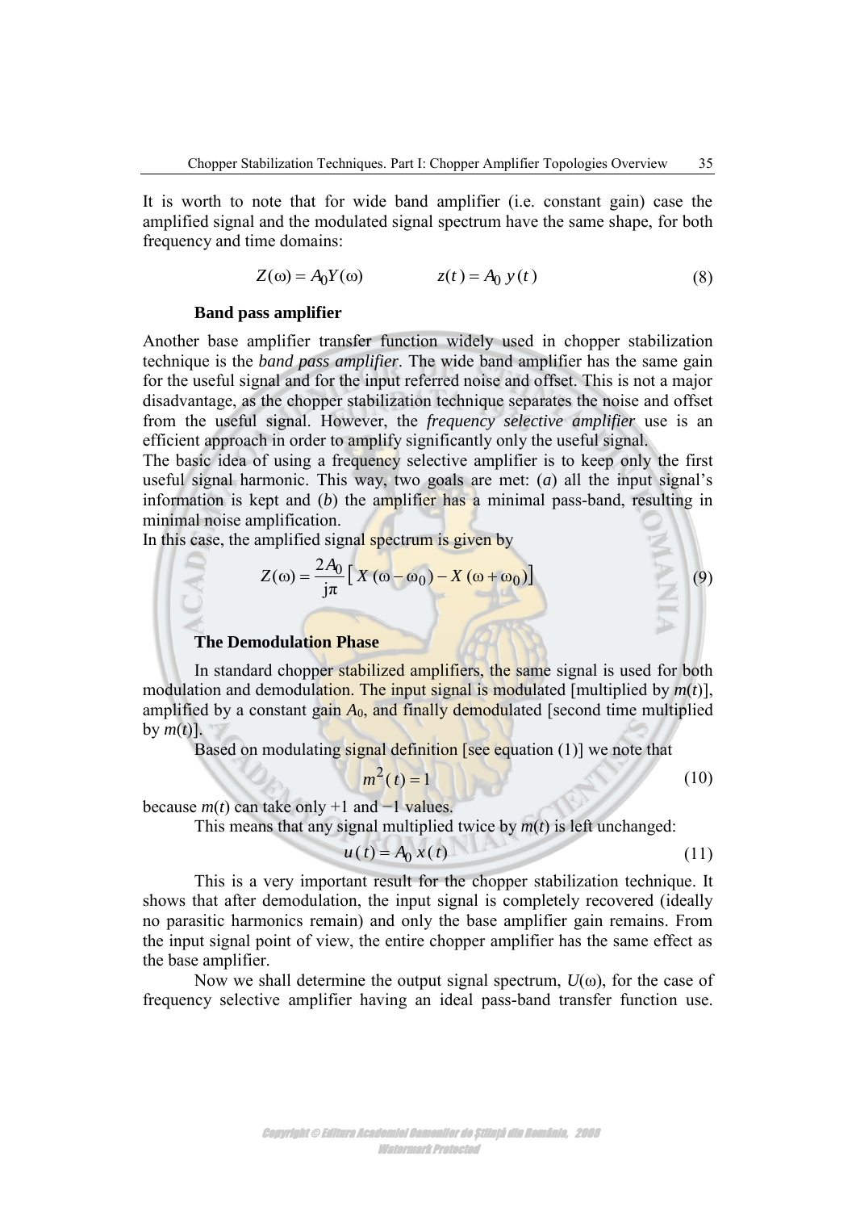It is worth to note that for wide band amplifier (i.e. constant gain) case the amplified signal and the modulated signal spectrum have the same shape, for both frequency and time domains:

$$Z(\omega) = A_0 Y(\omega) \qquad\qquad z(t) = A_0\, y(t) \tag{8}$$

### Band pass amplifier

Another base amplifier transfer function widely used in chopper stabilization technique is the *band pass amplifier*. The wide band amplifier has the same gain for the useful signal and for the input referred noise and offset. This is not a major disadvantage, as the chopper stabilization technique separates the noise and offset from the useful signal. However, the *frequency selective amplifier* use is an efficient approach in order to amplify significantly only the useful signal.

The basic idea of using a frequency selective amplifier is to keep only the first useful signal harmonic. This way, two goals are met: (*a*) all the input signal's information is kept and (*b*) the amplifier has a minimal pass-band, resulting in minimal noise amplification.

In this case, the amplified signal spectrum is given by

$$Z(\omega) = \frac{2A_0}{\mathrm{j}\pi}\left[\, X(\omega - \omega_0) - X(\omega + \omega_0)\right] \tag{9}$$

### The Demodulation Phase

In standard chopper stabilized amplifiers, the same signal is used for both modulation and demodulation. The input signal is modulated [multiplied by $m(t)$], amplified by a constant gain $A_0$, and finally demodulated [second time multiplied by $m(t)$].

Based on modulating signal definition [see equation (1)] we note that

$$m^2(t) = 1 \tag{10}$$

because $m(t)$ can take only +1 and −1 values.

This means that any signal multiplied twice by $m(t)$ is left unchanged:

$$u(t) = A_0\, x(t) \tag{11}$$

This is a very important result for the chopper stabilization technique. It shows that after demodulation, the input signal is completely recovered (ideally no parasitic harmonics remain) and only the base amplifier gain remains. From the input signal point of view, the entire chopper amplifier has the same effect as the base amplifier.

Now we shall determine the output signal spectrum, $U(\omega)$, for the case of frequency selective amplifier having an ideal pass-band transfer function use.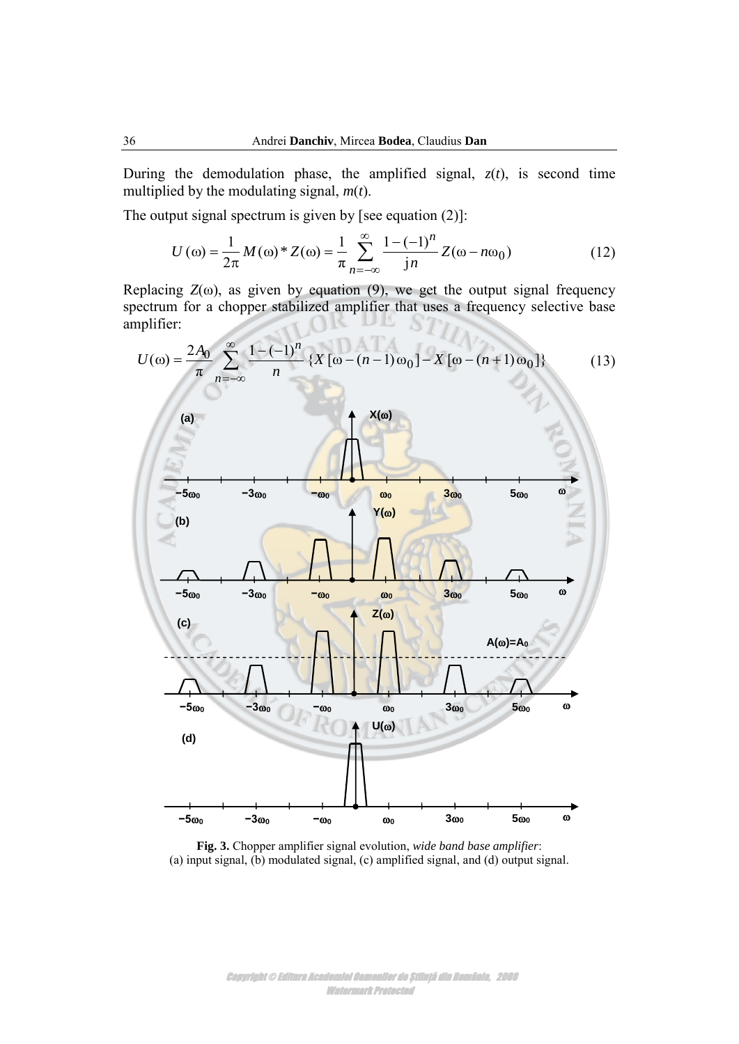During the demodulation phase, the amplified signal, $z(t)$, is second time multiplied by the modulating signal, $m(t)$.

The output signal spectrum is given by [see equation (2)]:

$$U(\omega) = \frac{1}{2\pi} M(\omega) * Z(\omega) = \frac{1}{\pi} \sum_{n=-\infty}^{\infty} \frac{1-(-1)^n}{\mathrm{j}n} Z(\omega - n\omega_0) \tag{12}$$

Replacing $Z(\omega)$, as given by equation (9), we get the output signal frequency spectrum for a chopper stabilized amplifier that uses a frequency selective base amplifier:

$$U(\omega) = \frac{2A_0}{\pi} \sum_{n=-\infty}^{\infty} \frac{1-(-1)^n}{n} \{X[\omega - (n-1)\omega_0] - X[\omega - (n+1)\omega_0]\} \tag{13}$$

**Fig. 3.** Chopper amplifier signal evolution, *wide band base amplifier*: (a) input signal, (b) modulated signal, (c) amplified signal, and (d) output signal.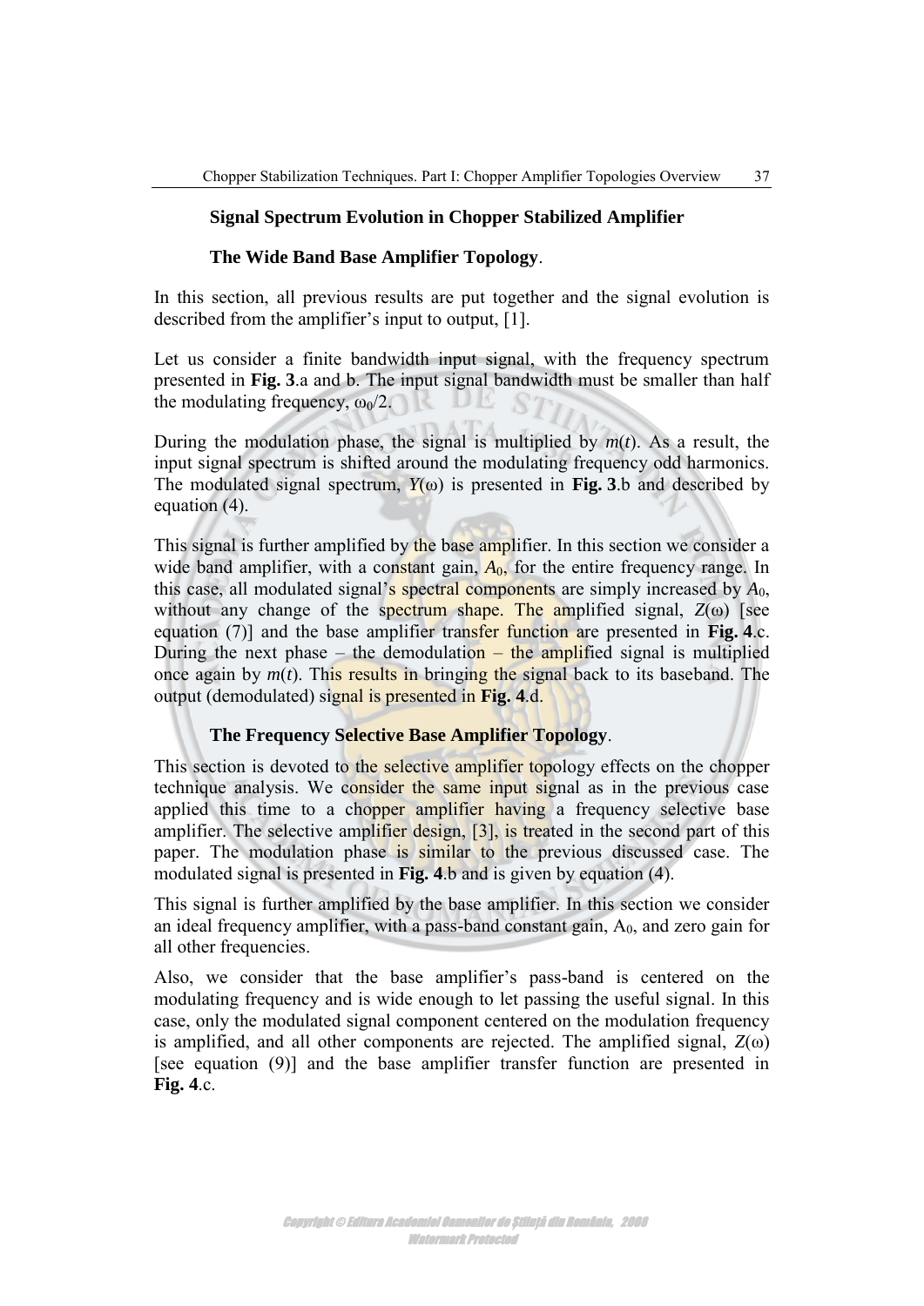### Signal Spectrum Evolution in Chopper Stabilized Amplifier

#### The Wide Band Base Amplifier Topology.

In this section, all previous results are put together and the signal evolution is described from the amplifier's input to output, [1].

Let us consider a finite bandwidth input signal, with the frequency spectrum presented in **Fig. 3**.a and b. The input signal bandwidth must be smaller than half the modulating frequency, $\omega_0/2$.

During the modulation phase, the signal is multiplied by $m(t)$. As a result, the input signal spectrum is shifted around the modulating frequency odd harmonics. The modulated signal spectrum, $Y(\omega)$ is presented in **Fig. 3**.b and described by equation (4).

This signal is further amplified by the base amplifier. In this section we consider a wide band amplifier, with a constant gain, $A_0$, for the entire frequency range. In this case, all modulated signal's spectral components are simply increased by $A_0$, without any change of the spectrum shape. The amplified signal, $Z(\omega)$ [see equation (7)] and the base amplifier transfer function are presented in **Fig. 4**.c. During the next phase – the demodulation – the amplified signal is multiplied once again by $m(t)$. This results in bringing the signal back to its baseband. The output (demodulated) signal is presented in **Fig. 4**.d.

#### The Frequency Selective Base Amplifier Topology.

This section is devoted to the selective amplifier topology effects on the chopper technique analysis. We consider the same input signal as in the previous case applied this time to a chopper amplifier having a frequency selective base amplifier. The selective amplifier design, [3], is treated in the second part of this paper. The modulation phase is similar to the previous discussed case. The modulated signal is presented in **Fig. 4**.b and is given by equation (4).

This signal is further amplified by the base amplifier. In this section we consider an ideal frequency amplifier, with a pass-band constant gain, $A_0$, and zero gain for all other frequencies.

Also, we consider that the base amplifier's pass-band is centered on the modulating frequency and is wide enough to let passing the useful signal. In this case, only the modulated signal component centered on the modulation frequency is amplified, and all other components are rejected. The amplified signal, $Z(\omega)$ [see equation (9)] and the base amplifier transfer function are presented in **Fig. 4**.c.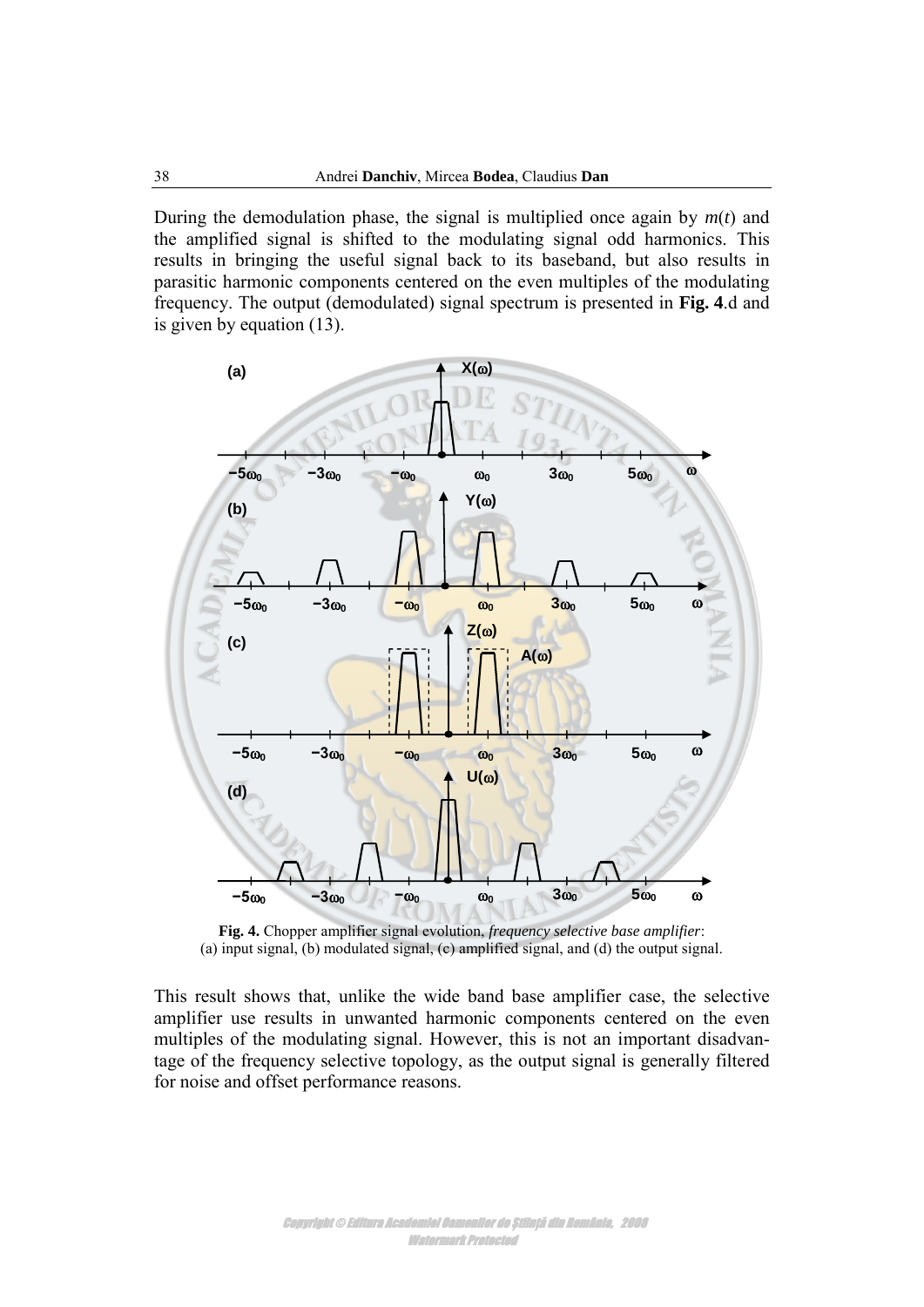During the demodulation phase, the signal is multiplied once again by $m(t)$ and the amplified signal is shifted to the modulating signal odd harmonics. This results in bringing the useful signal back to its baseband, but also results in parasitic harmonic components centered on the even multiples of the modulating frequency. The output (demodulated) signal spectrum is presented in **Fig. 4**.d and is given by equation (13).

**Fig. 4.** Chopper amplifier signal evolution, *frequency selective base amplifier*: (a) input signal, (b) modulated signal, (c) amplified signal, and (d) the output signal.

This result shows that, unlike the wide band base amplifier case, the selective amplifier use results in unwanted harmonic components centered on the even multiples of the modulating signal. However, this is not an important disadvantage of the frequency selective topology, as the output signal is generally filtered for noise and offset performance reasons.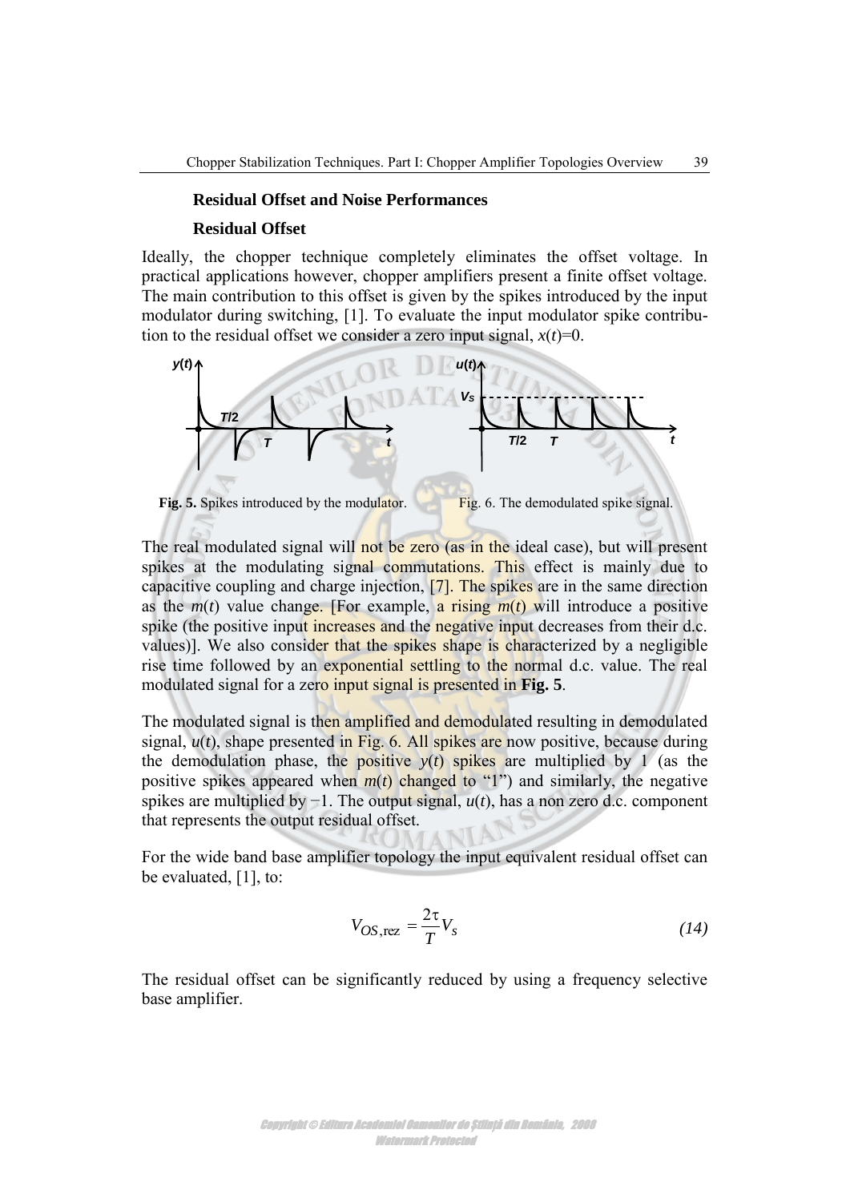### Residual Offset and Noise Performances

### Residual Offset

Ideally, the chopper technique completely eliminates the offset voltage. In practical applications however, chopper amplifiers present a finite offset voltage. The main contribution to this offset is given by the spikes introduced by the input modulator during switching, [1]. To evaluate the input modulator spike contribution to the residual offset we consider a zero input signal, $x(t)=0$.

**Fig. 5.** Spikes introduced by the modulator.

Fig. 6. The demodulated spike signal.

The real modulated signal will not be zero (as in the ideal case), but will present spikes at the modulating signal commutations. This effect is mainly due to capacitive coupling and charge injection, [7]. The spikes are in the same direction as the $m(t)$ value change. [For example, a rising $m(t)$ will introduce a positive spike (the positive input increases and the negative input decreases from their d.c. values)]. We also consider that the spikes shape is characterized by a negligible rise time followed by an exponential settling to the normal d.c. value. The real modulated signal for a zero input signal is presented in **Fig. 5**.

The modulated signal is then amplified and demodulated resulting in demodulated signal, $u(t)$, shape presented in Fig. 6. All spikes are now positive, because during the demodulation phase, the positive $y(t)$ spikes are multiplied by 1 (as the positive spikes appeared when $m(t)$ changed to "1") and similarly, the negative spikes are multiplied by −1. The output signal, $u(t)$, has a non zero d.c. component that represents the output residual offset.

For the wide band base amplifier topology the input equivalent residual offset can be evaluated, [1], to:

$$V_{OS,\mathrm{rez}} = \frac{2\tau}{T} V_s \tag{14}$$

The residual offset can be significantly reduced by using a frequency selective base amplifier.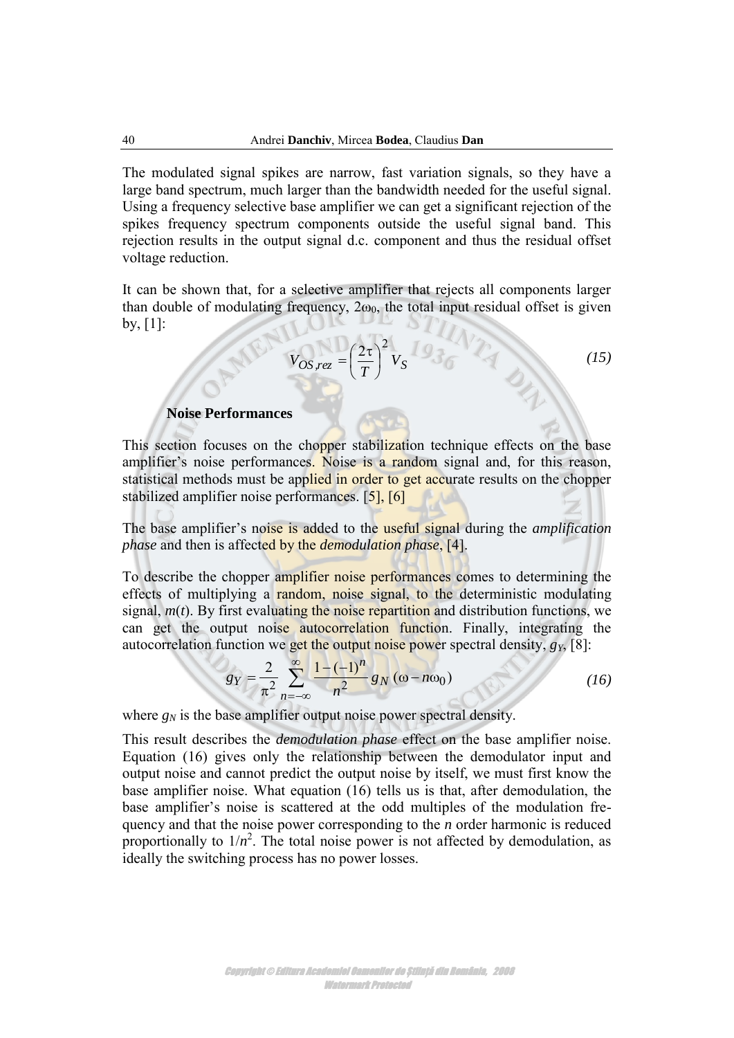The modulated signal spikes are narrow, fast variation signals, so they have a large band spectrum, much larger than the bandwidth needed for the useful signal. Using a frequency selective base amplifier we can get a significant rejection of the spikes frequency spectrum components outside the useful signal band. This rejection results in the output signal d.c. component and thus the residual offset voltage reduction.

It can be shown that, for a selective amplifier that rejects all components larger than double of modulating frequency, $2\omega_0$, the total input residual offset is given by, [1]:

$$V_{OS,rez} = \left(\frac{2\tau}{T}\right)^2 V_S \tag{15}$$

### Noise Performances

This section focuses on the chopper stabilization technique effects on the base amplifier's noise performances. Noise is a random signal and, for this reason, statistical methods must be applied in order to get accurate results on the chopper stabilized amplifier noise performances. [5], [6]

The base amplifier's noise is added to the useful signal during the *amplification phase* and then is affected by the *demodulation phase*, [4].

To describe the chopper amplifier noise performances comes to determining the effects of multiplying a random, noise signal, to the deterministic modulating signal, $m(t)$. By first evaluating the noise repartition and distribution functions, we can get the output noise autocorrelation function. Finally, integrating the autocorrelation function we get the output noise power spectral density, $g_Y$, [8]:

$$g_Y = \frac{2}{\pi^2} \sum_{n=-\infty}^{\infty} \frac{1-(-1)^n}{n^2} g_N(\omega - n\omega_0) \tag{16}$$

where $g_N$ is the base amplifier output noise power spectral density.

This result describes the *demodulation phase* effect on the base amplifier noise. Equation (16) gives only the relationship between the demodulator input and output noise and cannot predict the output noise by itself, we must first know the base amplifier noise. What equation (16) tells us is that, after demodulation, the base amplifier's noise is scattered at the odd multiples of the modulation frequency and that the noise power corresponding to the $n$ order harmonic is reduced proportionally to $1/n^2$. The total noise power is not affected by demodulation, as ideally the switching process has no power losses.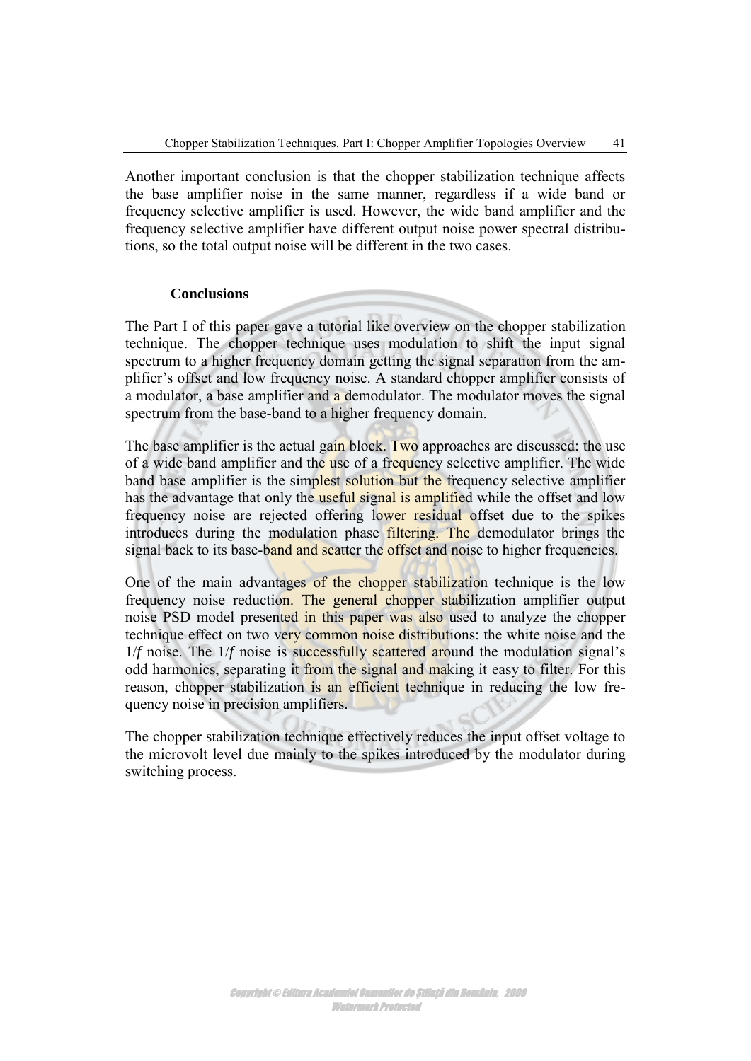Another important conclusion is that the chopper stabilization technique affects the base amplifier noise in the same manner, regardless if a wide band or frequency selective amplifier is used. However, the wide band amplifier and the frequency selective amplifier have different output noise power spectral distributions, so the total output noise will be different in the two cases.

## Conclusions

The Part I of this paper gave a tutorial like overview on the chopper stabilization technique. The chopper technique uses modulation to shift the input signal spectrum to a higher frequency domain getting the signal separation from the amplifier's offset and low frequency noise. A standard chopper amplifier consists of a modulator, a base amplifier and a demodulator. The modulator moves the signal spectrum from the base-band to a higher frequency domain.

The base amplifier is the actual gain block. Two approaches are discussed: the use of a wide band amplifier and the use of a frequency selective amplifier. The wide band base amplifier is the simplest solution but the frequency selective amplifier has the advantage that only the useful signal is amplified while the offset and low frequency noise are rejected offering lower residual offset due to the spikes introduces during the modulation phase filtering. The demodulator brings the signal back to its base-band and scatter the offset and noise to higher frequencies.

One of the main advantages of the chopper stabilization technique is the low frequency noise reduction. The general chopper stabilization amplifier output noise PSD model presented in this paper was also used to analyze the chopper technique effect on two very common noise distributions: the white noise and the $1/f$ noise. The $1/f$ noise is successfully scattered around the modulation signal's odd harmonics, separating it from the signal and making it easy to filter. For this reason, chopper stabilization is an efficient technique in reducing the low frequency noise in precision amplifiers.

The chopper stabilization technique effectively reduces the input offset voltage to the microvolt level due mainly to the spikes introduced by the modulator during switching process.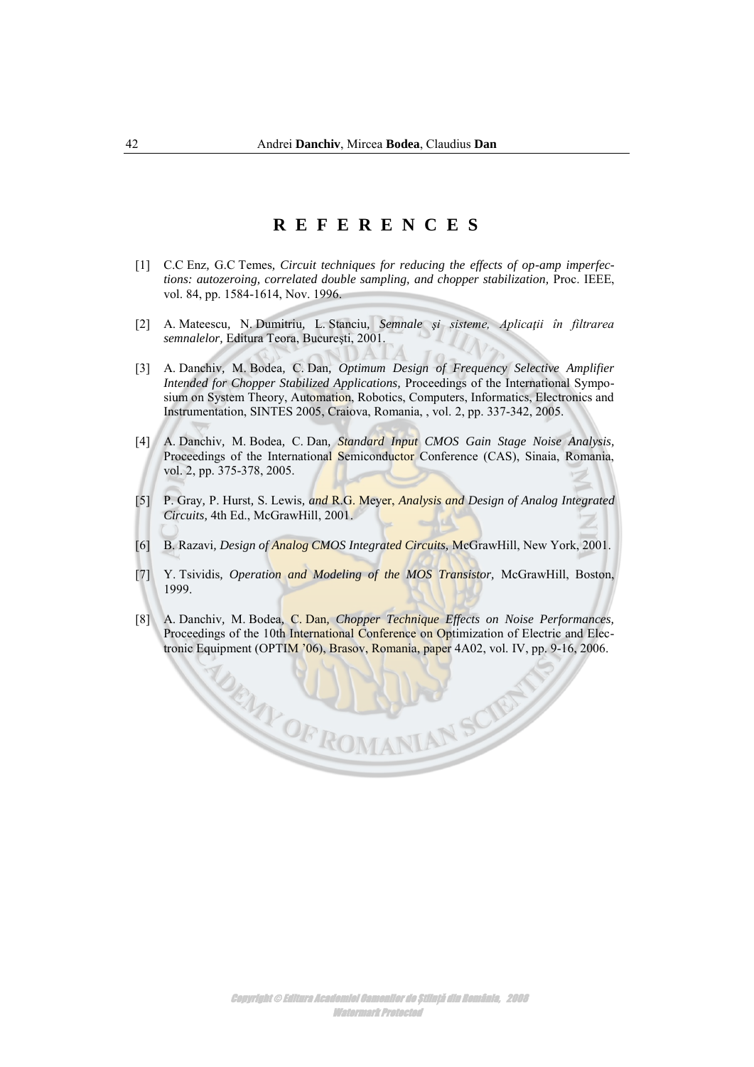# R E F E R E N C E S

[1] C.C Enz, G.C Temes, *Circuit techniques for reducing the effects of op-amp imperfections: autozeroing, correlated double sampling, and chopper stabilization,* Proc. IEEE, vol. 84, pp. 1584-1614, Nov. 1996.

[2] A. Mateescu, N. Dumitriu, L. Stanciu, *Semnale şi sisteme, Aplicaţii în filtrarea semnalelor*, Editura Teora, Bucureşti, 2001.

[3] A. Danchiv, M. Bodea, C. Dan, *Optimum Design of Frequency Selective Amplifier Intended for Chopper Stabilized Applications,* Proceedings of the International Symposium on System Theory, Automation, Robotics, Computers, Informatics, Electronics and Instrumentation, SINTES 2005, Craiova, Romania, , vol. 2, pp. 337-342, 2005.

[4] A. Danchiv, M. Bodea, C. Dan, *Standard Input CMOS Gain Stage Noise Analysis,* Proceedings of the International Semiconductor Conference (CAS), Sinaia, Romania, vol. 2, pp. 375-378, 2005.

[5] P. Gray, P. Hurst, S. Lewis, *and* R.G. Meyer, *Analysis and Design of Analog Integrated Circuits,* 4th Ed., McGrawHill, 2001.

[6] B. Razavi, *Design of Analog CMOS Integrated Circuits,* McGrawHill, New York, 2001.

[7] Y. Tsividis, *Operation and Modeling of the MOS Transistor,* McGrawHill, Boston, 1999.

[8] A. Danchiv, M. Bodea, C. Dan, *Chopper Technique Effects on Noise Performances,* Proceedings of the 10th International Conference on Optimization of Electric and Electronic Equipment (OPTIM '06), Brasov, Romania, paper 4A02, vol. IV, pp. 9-16, 2006.